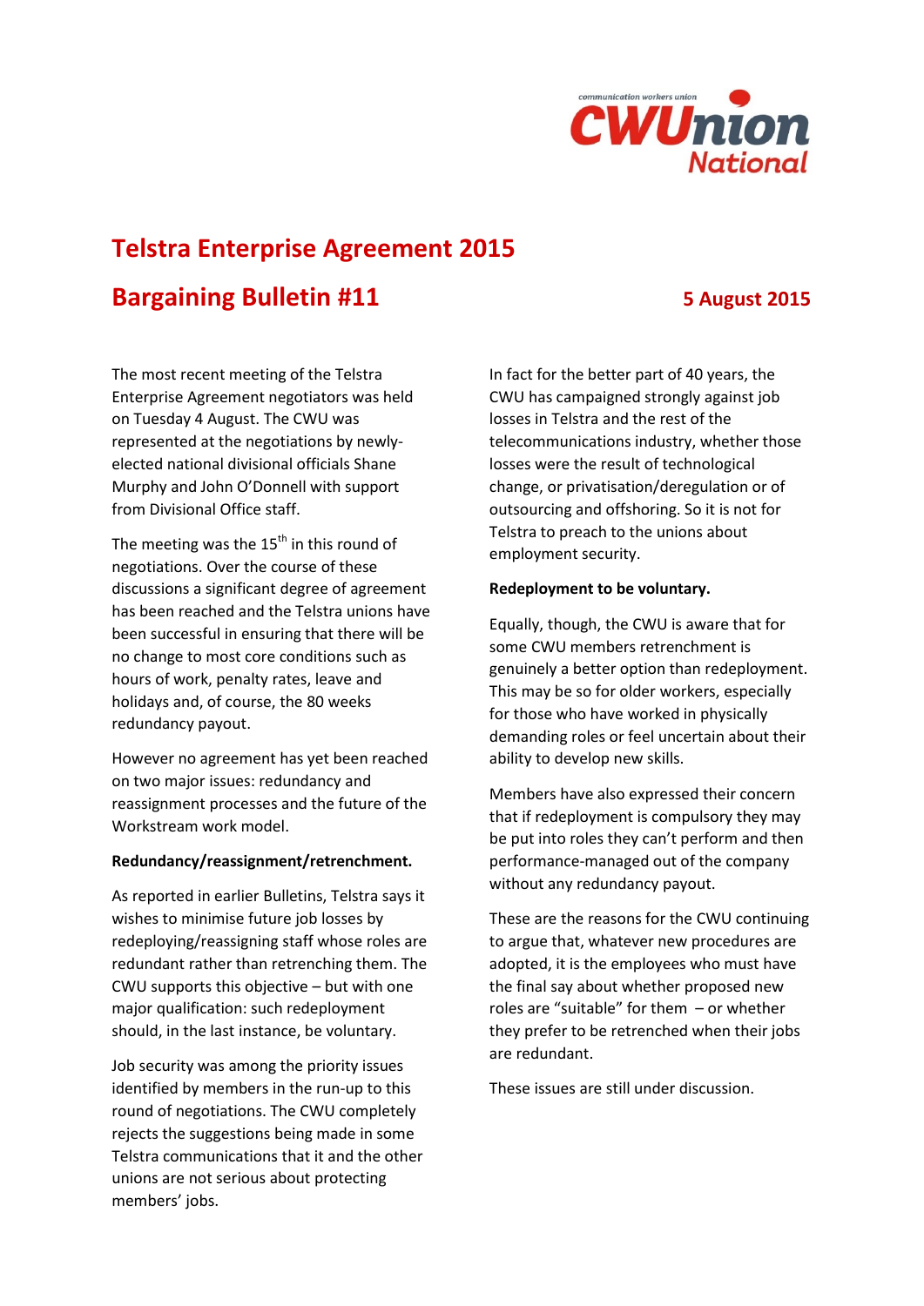communication workers union

**CWUnion National**

# Telstra Enterprise Agreement 2015

## Bargaining Bulletin #11

**5 August 2015**

The most recent meeting of the Telstra Enterprise Agreement negotiators was held on Tuesday 4 August. The CWU was represented at the negotiations by newly-elected national divisional officials Shane Murphy and John O'Donnell with support from Divisional Office staff.

The meeting was the 15th in this round of negotiations. Over the course of these discussions a significant degree of agreement has been reached and the Telstra unions have been successful in ensuring that there will be no change to most core conditions such as hours of work, penalty rates, leave and holidays and, of course, the 80 weeks redundancy payout.

However no agreement has yet been reached on two major issues: redundancy and reassignment processes and the future of the Workstream work model.

**Redundancy/reassignment/retrenchment.**

As reported in earlier Bulletins, Telstra says it wishes to minimise future job losses by redeploying/reassigning staff whose roles are redundant rather than retrenching them. The CWU supports this objective – but with one major qualification: such redeployment should, in the last instance, be voluntary.

Job security was among the priority issues identified by members in the run-up to this round of negotiations. The CWU completely rejects the suggestions being made in some Telstra communications that it and the other unions are not serious about protecting members' jobs.

In fact for the better part of 40 years, the CWU has campaigned strongly against job losses in Telstra and the rest of the telecommunications industry, whether those losses were the result of technological change, or privatisation/deregulation or of outsourcing and offshoring. So it is not for Telstra to preach to the unions about employment security.

**Redeployment to be voluntary.**

Equally, though, the CWU is aware that for some CWU members retrenchment is genuinely a better option than redeployment. This may be so for older workers, especially for those who have worked in physically demanding roles or feel uncertain about their ability to develop new skills.

Members have also expressed their concern that if redeployment is compulsory they may be put into roles they can't perform and then performance-managed out of the company without any redundancy payout.

These are the reasons for the CWU continuing to argue that, whatever new procedures are adopted, it is the employees who must have the final say about whether proposed new roles are "suitable" for them – or whether they prefer to be retrenched when their jobs are redundant.

These issues are still under discussion.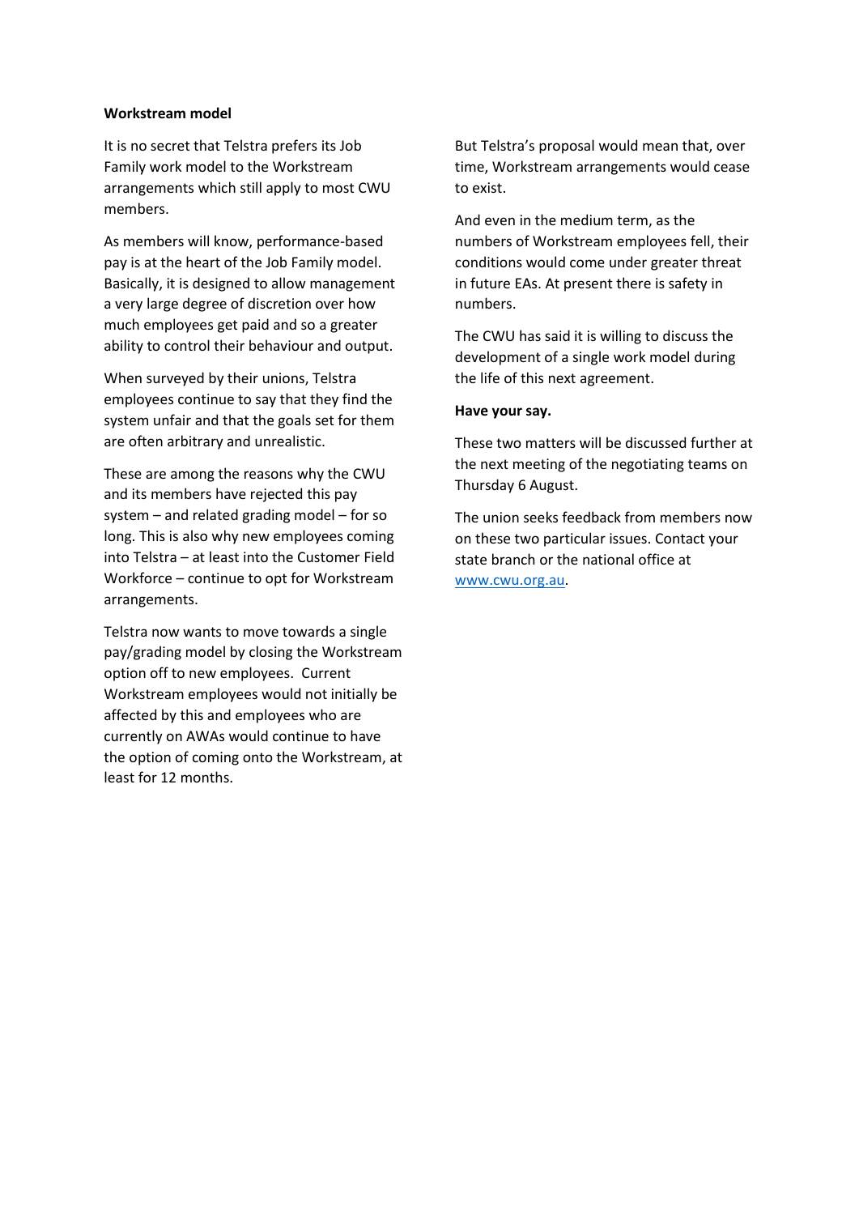**Workstream model**

It is no secret that Telstra prefers its Job Family work model to the Workstream arrangements which still apply to most CWU members.

As members will know, performance-based pay is at the heart of the Job Family model. Basically, it is designed to allow management a very large degree of discretion over how much employees get paid and so a greater ability to control their behaviour and output.

When surveyed by their unions, Telstra employees continue to say that they find the system unfair and that the goals set for them are often arbitrary and unrealistic.

These are among the reasons why the CWU and its members have rejected this pay system – and related grading model – for so long. This is also why new employees coming into Telstra – at least into the Customer Field Workforce – continue to opt for Workstream arrangements.

Telstra now wants to move towards a single pay/grading model by closing the Workstream option off to new employees. Current Workstream employees would not initially be affected by this and employees who are currently on AWAs would continue to have the option of coming onto the Workstream, at least for 12 months.

But Telstra's proposal would mean that, over time, Workstream arrangements would cease to exist.

And even in the medium term, as the numbers of Workstream employees fell, their conditions would come under greater threat in future EAs. At present there is safety in numbers.

The CWU has said it is willing to discuss the development of a single work model during the life of this next agreement.

**Have your say.**

These two matters will be discussed further at the next meeting of the negotiating teams on Thursday 6 August.

The union seeks feedback from members now on these two particular issues. Contact your state branch or the national office at [www.cwu.org.au](www.cwu.org.au).